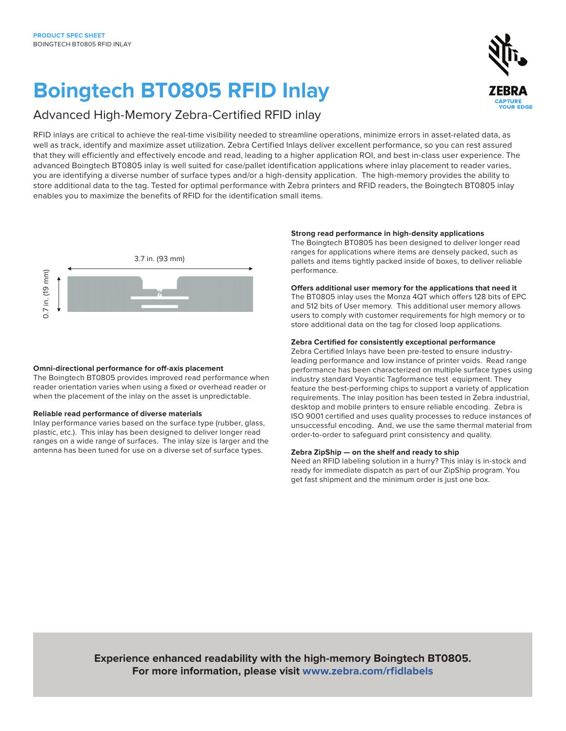**PRODUCT SPEC SHEET**
BOINGTECH BT0805 RFID INLAY

# Boingtech BT0805 RFID Inlay

## Advanced High-Memory Zebra-Certified RFID inlay

RFID inlays are critical to achieve the real-time visibility needed to streamline operations, minimize errors in asset-related data, as well as track, identify and maximize asset utilization. Zebra Certified Inlays deliver excellent performance, so you can rest assured that they will efficiently and effectively encode and read, leading to a higher application ROI, and best in-class user experience. The advanced Boingtech BT0805 inlay is well suited for case/pallet identification applications where inlay placement to reader varies, you are identifying a diverse number of surface types and/or a high-density application. The high-memory provides the ability to store additional data to the tag. Tested for optimal performance with Zebra printers and RFID readers, the Boingtech BT0805 inlay enables you to maximize the benefits of RFID for the identification small items.

3.7 in. (93 mm)

0.7 in. (19 mm)

### Omni-directional performance for off-axis placement

The Boingtech BT0805 provides improved read performance when reader orientation varies when using a fixed or overhead reader or when the placement of the inlay on the asset is unpredictable.

### Reliable read performance of diverse materials

Inlay performance varies based on the surface type (rubber, glass, plastic, etc.). This inlay has been designed to deliver longer read ranges on a wide range of surfaces. The inlay size is larger and the antenna has been tuned for use on a diverse set of surface types.

### Strong read performance in high-density applications

The Boingtech BT0805 has been designed to deliver longer read ranges for applications where items are densely packed, such as pallets and items tightly packed inside of boxes, to deliver reliable performance.

### Offers additional user memory for the applications that need it

The BT0805 inlay uses the Monza 4QT which offers 128 bits of EPC and 512 bits of User memory. This additional user memory allows users to comply with customer requirements for high memory or to store additional data on the tag for closed loop applications.

### Zebra Certified for consistently exceptional performance

Zebra Certified Inlays have been pre-tested to ensure industry-leading performance and low instance of printer voids. Read range performance has been characterized on multiple surface types using industry standard Voyantic Tagformance test equipment. They feature the best-performing chips to support a variety of application requirements. The inlay position has been tested in Zebra industrial, desktop and mobile printers to ensure reliable encoding. Zebra is ISO 9001 certified and uses quality processes to reduce instances of unsuccessful encoding. And, we use the same thermal material from order-to-order to safeguard print consistency and quality.

### Zebra ZipShip — on the shelf and ready to ship

Need an RFID labeling solution in a hurry? This inlay is in-stock and ready for immediate dispatch as part of our ZipShip program. You get fast shipment and the minimum order is just one box.

**Experience enhanced readability with the high-memory Boingtech BT0805.**
**For more information, please visit www.zebra.com/rfidlabels**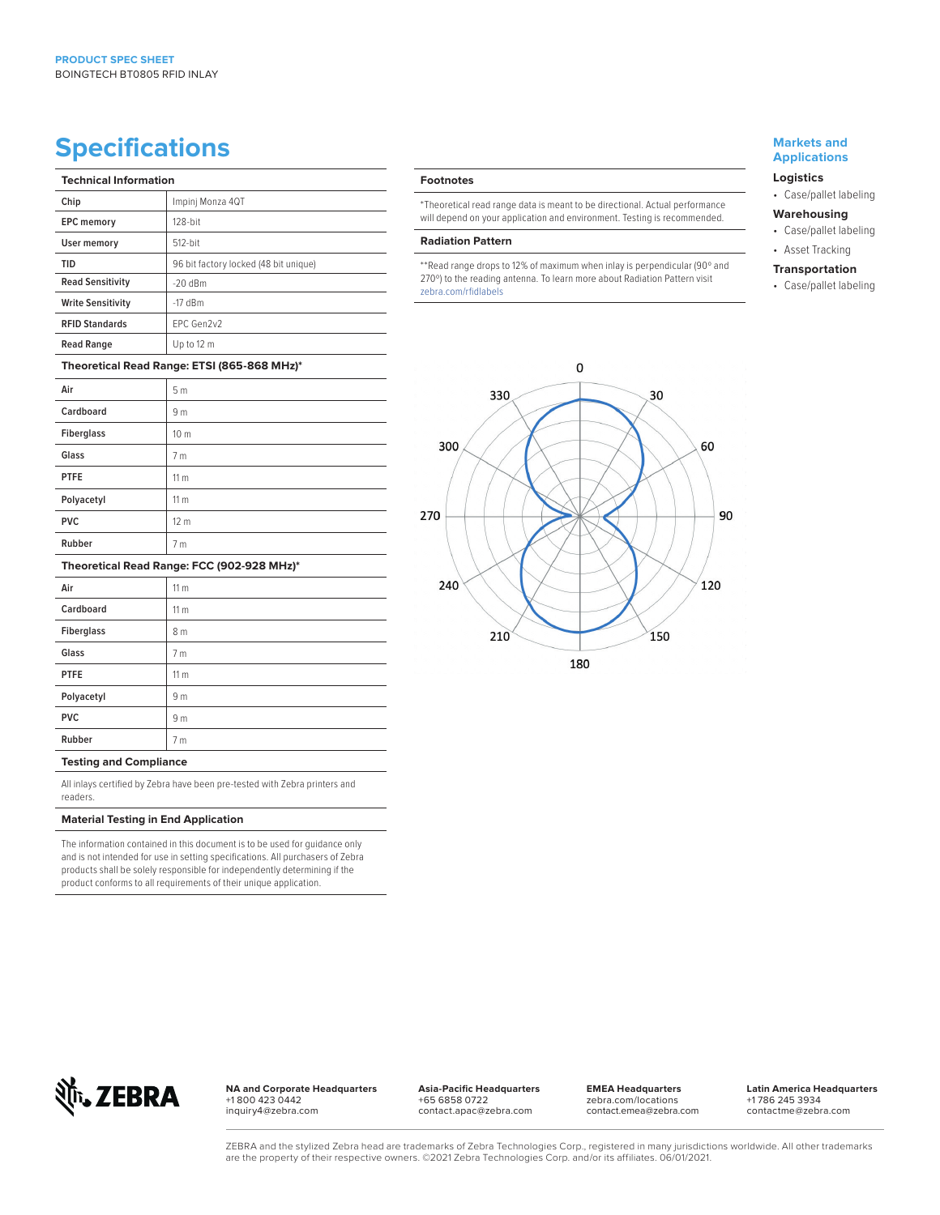# Specifications

| Technical Information | |
|---|---|
| Chip | Impinj Monza 4QT |
| EPC memory | 128-bit |
| User memory | 512-bit |
| TID | 96 bit factory locked (48 bit unique) |
| Read Sensitivity | -20 dBm |
| Write Sensitivity | -17 dBm |
| RFID Standards | EPC Gen2v2 |
| Read Range | Up to 12 m |

| Theoretical Read Range: ETSI (865-868 MHz)* | |
|---|---|
| Air | 5 m |
| Cardboard | 9 m |
| Fiberglass | 10 m |
| Glass | 7 m |
| PTFE | 11 m |
| Polyacetyl | 11 m |
| PVC | 12 m |
| Rubber | 7 m |

| Theoretical Read Range: FCC (902-928 MHz)* | |
|---|---|
| Air | 11 m |
| Cardboard | 11 m |
| Fiberglass | 8 m |
| Glass | 7 m |
| PTFE | 11 m |
| Polyacetyl | 9 m |
| PVC | 9 m |
| Rubber | 7 m |

### Testing and Compliance

All inlays certified by Zebra have been pre-tested with Zebra printers and readers.

### Material Testing in End Application

The information contained in this document is to be used for guidance only and is not intended for use in setting specifications. All purchasers of Zebra products shall be solely responsible for independently determining if the product conforms to all requirements of their unique application.

### Footnotes

*Theoretical read range data is meant to be directional. Actual performance will depend on your application and environment. Testing is recommended.

### Radiation Pattern

**Read range drops to 12% of maximum when inlay is perpendicular (90° and 270°) to the reading antenna. To learn more about Radiation Pattern visit zebra.com/rfidlabels

0
30
60
90
120
150
180
210
240
270
300
330

## Markets and Applications

**Logistics**

- Case/pallet labeling

**Warehousing**

- Case/pallet labeling
- Asset Tracking

**Transportation**

- Case/pallet labeling

**NA and Corporate Headquarters**
+1 800 423 0442
inquiry4@zebra.com

**Asia-Pacific Headquarters**
+65 6858 0722
contact.apac@zebra.com

**EMEA Headquarters**
zebra.com/locations
contact.emea@zebra.com

**Latin America Headquarters**
+1 786 245 3934
contactme@zebra.com

ZEBRA and the stylized Zebra head are trademarks of Zebra Technologies Corp., registered in many jurisdictions worldwide. All other trademarks are the property of their respective owners. ©2021 Zebra Technologies Corp. and/or its affiliates. 06/01/2021.